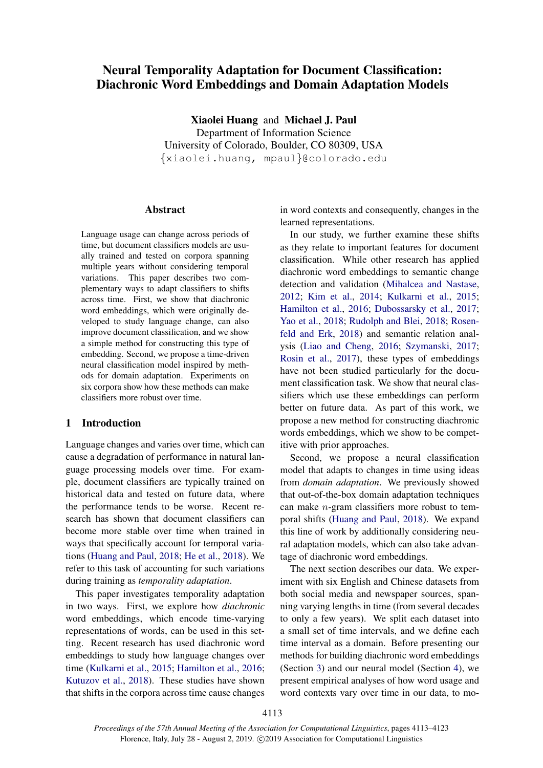# Neural Temporality Adaptation for Document Classification: Diachronic Word Embeddings and Domain Adaptation Models

**Xiaolei Huang** and **Michael J. Paul**
Department of Information Science
University of Colorado, Boulder, CO 80309, USA
{xiaolei.huang, mpaul}@colorado.edu

## Abstract

Language usage can change across periods of time, but document classifiers models are usually trained and tested on corpora spanning multiple years without considering temporal variations. This paper describes two complementary ways to adapt classifiers to shifts across time. First, we show that diachronic word embeddings, which were originally developed to study language change, can also improve document classification, and we show a simple method for constructing this type of embedding. Second, we propose a time-driven neural classification model inspired by methods for domain adaptation. Experiments on six corpora show how these methods can make classifiers more robust over time.

## 1 Introduction

Language changes and varies over time, which can cause a degradation of performance in natural language processing models over time. For example, document classifiers are typically trained on historical data and tested on future data, where the performance tends to be worse. Recent research has shown that document classifiers can become more stable over time when trained in ways that specifically account for temporal variations (Huang and Paul, 2018; He et al., 2018). We refer to this task of accounting for such variations during training as *temporality adaptation*.

This paper investigates temporality adaptation in two ways. First, we explore how *diachronic* word embeddings, which encode time-varying representations of words, can be used in this setting. Recent research has used diachronic word embeddings to study how language changes over time (Kulkarni et al., 2015; Hamilton et al., 2016; Kutuzov et al., 2018). These studies have shown that shifts in the corpora across time cause changes in word contexts and consequently, changes in the learned representations.

In our study, we further examine these shifts as they relate to important features for document classification. While other research has applied diachronic word embeddings to semantic change detection and validation (Mihalcea and Nastase, 2012; Kim et al., 2014; Kulkarni et al., 2015; Hamilton et al., 2016; Dubossarsky et al., 2017; Yao et al., 2018; Rudolph and Blei, 2018; Rosenfeld and Erk, 2018) and semantic relation analysis (Liao and Cheng, 2016; Szymanski, 2017; Rosin et al., 2017), these types of embeddings have not been studied particularly for the document classification task. We show that neural classifiers which use these embeddings can perform better on future data. As part of this work, we propose a new method for constructing diachronic words embeddings, which we show to be competitive with prior approaches.

Second, we propose a neural classification model that adapts to changes in time using ideas from *domain adaptation*. We previously showed that out-of-the-box domain adaptation techniques can make $n$-gram classifiers more robust to temporal shifts (Huang and Paul, 2018). We expand this line of work by additionally considering neural adaptation models, which can also take advantage of diachronic word embeddings.

The next section describes our data. We experiment with six English and Chinese datasets from both social media and newspaper sources, spanning varying lengths in time (from several decades to only a few years). We split each dataset into a small set of time intervals, and we define each time interval as a domain. Before presenting our methods for building diachronic word embeddings (Section 3) and our neural model (Section 4), we present empirical analyses of how word usage and word contexts vary over time in our data, to mo-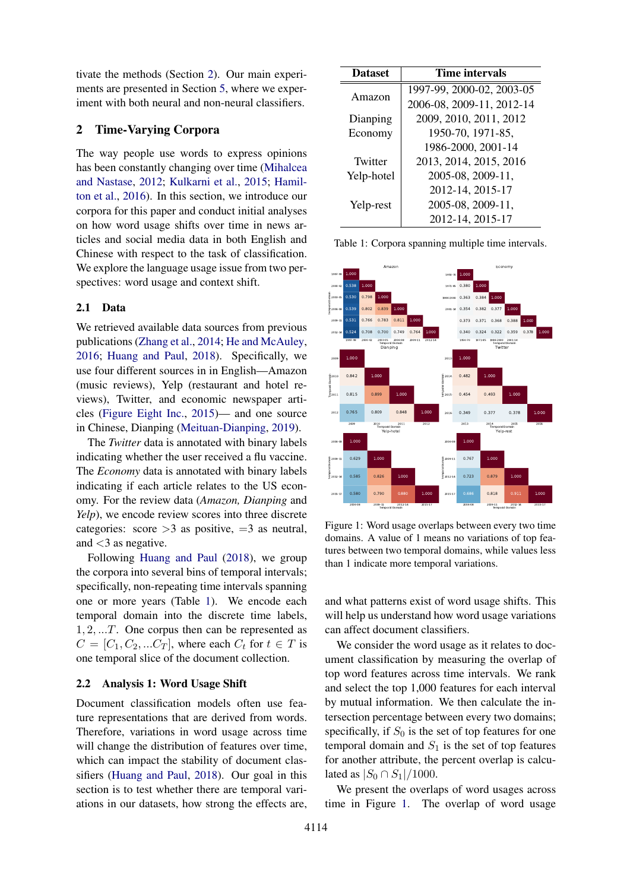tivate the methods (Section 2). Our main experiments are presented in Section 5, where we experiment with both neural and non-neural classifiers.

## 2 Time-Varying Corpora

The way people use words to express opinions has been constantly changing over time (Mihalcea and Nastase, 2012; Kulkarni et al., 2015; Hamilton et al., 2016). In this section, we introduce our corpora for this paper and conduct initial analyses on how word usage shifts over time in news articles and social media data in both English and Chinese with respect to the task of classification. We explore the language usage issue from two perspectives: word usage and context shift.

### 2.1 Data

We retrieved available data sources from previous publications (Zhang et al., 2014; He and McAuley, 2016; Huang and Paul, 2018). Specifically, we use four different sources in English—Amazon (music reviews), Yelp (restaurant and hotel reviews), Twitter, and economic newspaper articles (Figure Eight Inc., 2015)— and one source in Chinese, Dianping (Meituan-Dianping, 2019).

The *Twitter* data is annotated with binary labels indicating whether the user received a flu vaccine. The *Economy* data is annotated with binary labels indicating if each article relates to the US economy. For the review data (*Amazon, Dianping* and *Yelp*), we encode review scores into three discrete categories: score $>3$ as positive, $=3$ as neutral, and $<3$ as negative.

Following Huang and Paul (2018), we group the corpora into several bins of temporal intervals; specifically, non-repeating time intervals spanning one or more years (Table 1). We encode each temporal domain into the discrete time labels, $1, 2, ...T$. One corpus then can be represented as $C = [C_1, C_2, ...C_T]$, where each $C_t$ for $t \in T$ is one temporal slice of the document collection.

### 2.2 Analysis 1: Word Usage Shift

Document classification models often use feature representations that are derived from words. Therefore, variations in word usage across time will change the distribution of features over time, which can impact the stability of document classifiers (Huang and Paul, 2018). Our goal in this section is to test whether there are temporal variations in our datasets, how strong the effects are, and what patterns exist of word usage shifts. This will help us understand how word usage variations can affect document classifiers.

We consider the word usage as it relates to document classification by measuring the overlap of top word features across time intervals. We rank and select the top 1,000 features for each interval by mutual information. We then calculate the intersection percentage between every two domains; specifically, if $S_0$ is the set of top features for one temporal domain and $S_1$ is the set of top features for another attribute, the percent overlap is calculated as $|S_0 \cap S_1|/1000$.

We present the overlaps of word usages across time in Figure 1. The overlap of word usage

| Dataset | Time intervals |
|---|---|
| Amazon | 1997-99, 2000-02, 2003-05, 2006-08, 2009-11, 2012-14 |
| Dianping | 2009, 2010, 2011, 2012 |
| Economy | 1950-70, 1971-85, 1986-2000, 2001-14 |
| Twitter | 2013, 2014, 2015, 2016 |
| Yelp-hotel | 2005-08, 2009-11, 2012-14, 2015-17 |
| Yelp-rest | 2005-08, 2009-11, 2012-14, 2015-17 |

Table 1: Corpora spanning multiple time intervals.

Figure 1: Word usage overlaps between every two time domains. A value of 1 means no variations of top features between two temporal domains, while values less than 1 indicate more temporal variations.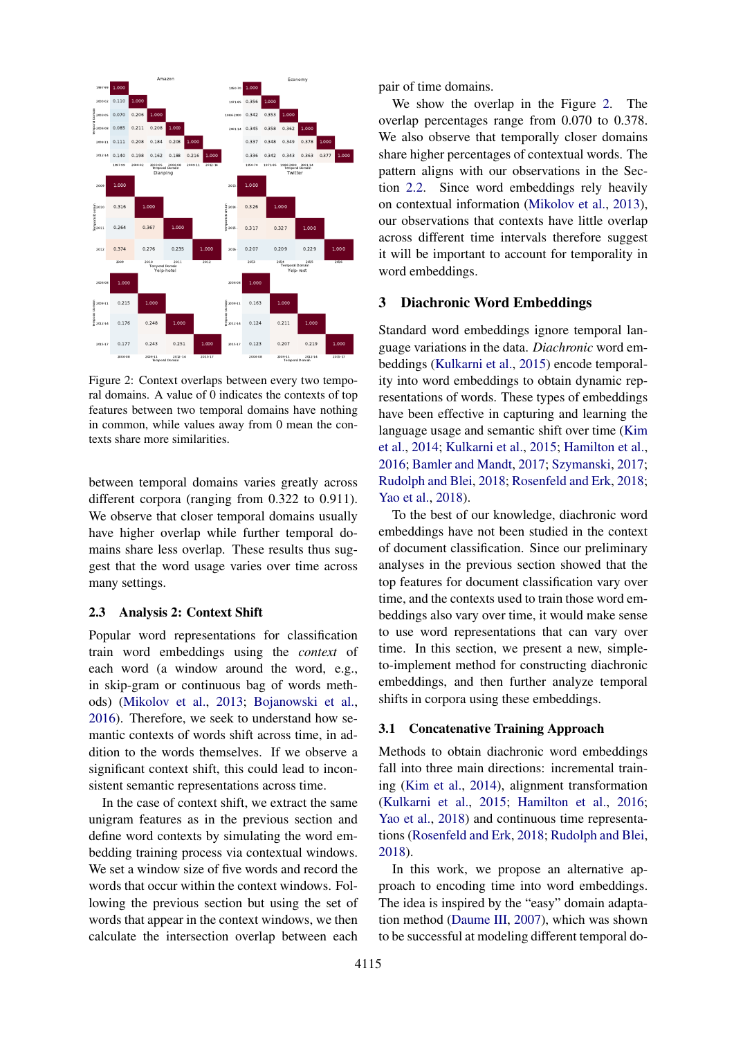Figure 2: Context overlaps between every two temporal domains. A value of 0 indicates the contexts of top features between two temporal domains have nothing in common, while values away from 0 mean the contexts share more similarities.

between temporal domains varies greatly across different corpora (ranging from 0.322 to 0.911). We observe that closer temporal domains usually have higher overlap while further temporal domains share less overlap. These results thus suggest that the word usage varies over time across many settings.

### 2.3 Analysis 2: Context Shift

Popular word representations for classification train word embeddings using the *context* of each word (a window around the word, e.g., in skip-gram or continuous bag of words methods) (Mikolov et al., 2013; Bojanowski et al., 2016). Therefore, we seek to understand how semantic contexts of words shift across time, in addition to the words themselves. If we observe a significant context shift, this could lead to inconsistent semantic representations across time.

In the case of context shift, we extract the same unigram features as in the previous section and define word contexts by simulating the word embedding training process via contextual windows. We set a window size of five words and record the words that occur within the context windows. Following the previous section but using the set of words that appear in the context windows, we then calculate the intersection overlap between each pair of time domains.

We show the overlap in the Figure 2. The overlap percentages range from 0.070 to 0.378. We also observe that temporally closer domains share higher percentages of contextual words. The pattern aligns with our observations in the Section 2.2. Since word embeddings rely heavily on contextual information (Mikolov et al., 2013), our observations that contexts have little overlap across different time intervals therefore suggest it will be important to account for temporality in word embeddings.

## 3 Diachronic Word Embeddings

Standard word embeddings ignore temporal language variations in the data. *Diachronic* word embeddings (Kulkarni et al., 2015) encode temporality into word embeddings to obtain dynamic representations of words. These types of embeddings have been effective in capturing and learning the language usage and semantic shift over time (Kim et al., 2014; Kulkarni et al., 2015; Hamilton et al., 2016; Bamler and Mandt, 2017; Szymanski, 2017; Rudolph and Blei, 2018; Rosenfeld and Erk, 2018; Yao et al., 2018).

To the best of our knowledge, diachronic word embeddings have not been studied in the context of document classification. Since our preliminary analyses in the previous section showed that the top features for document classification vary over time, and the contexts used to train those word embeddings also vary over time, it would make sense to use word representations that can vary over time. In this section, we present a new, simple-to-implement method for constructing diachronic embeddings, and then further analyze temporal shifts in corpora using these embeddings.

### 3.1 Concatenative Training Approach

Methods to obtain diachronic word embeddings fall into three main directions: incremental training (Kim et al., 2014), alignment transformation (Kulkarni et al., 2015; Hamilton et al., 2016; Yao et al., 2018) and continuous time representations (Rosenfeld and Erk, 2018; Rudolph and Blei, 2018).

In this work, we propose an alternative approach to encoding time into word embeddings. The idea is inspired by the "easy" domain adaptation method (Daume III, 2007), which was shown to be successful at modeling different temporal do-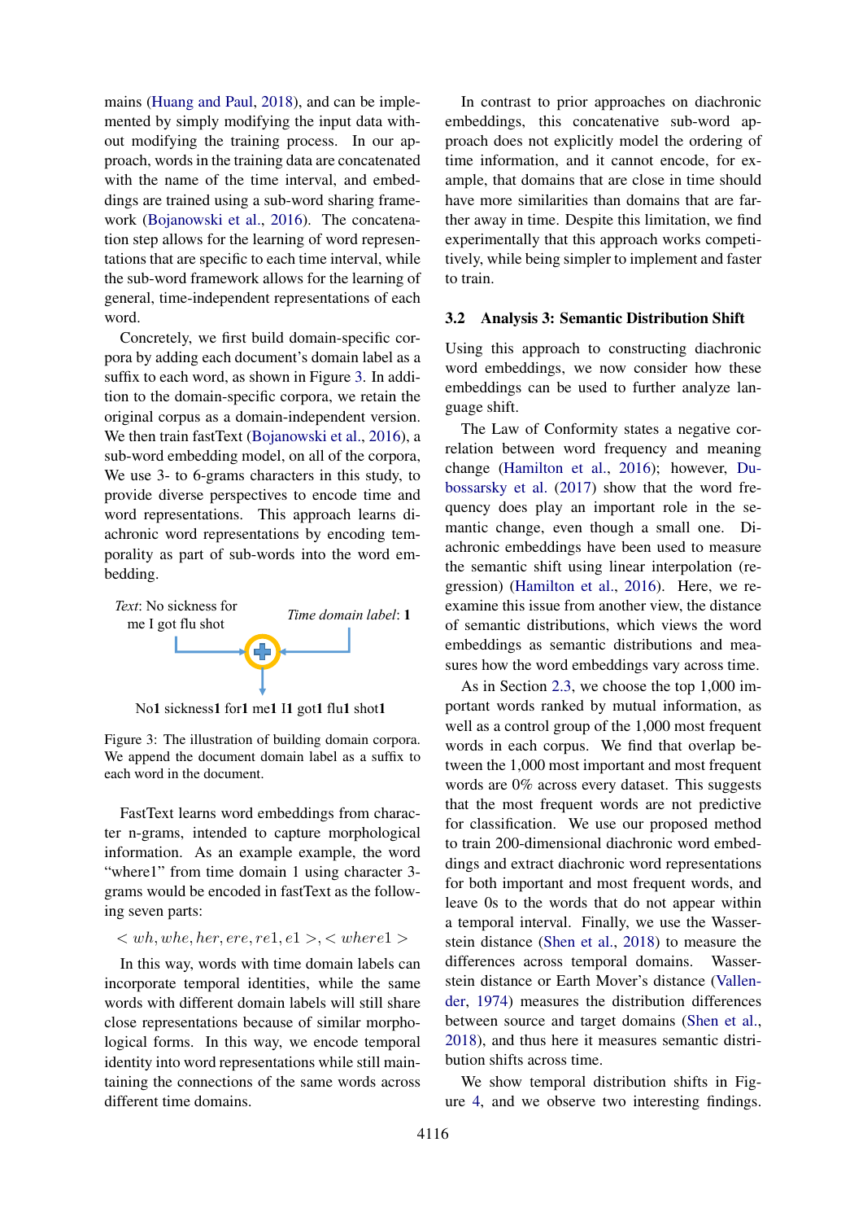mains (Huang and Paul, 2018), and can be implemented by simply modifying the input data without modifying the training process. In our approach, words in the training data are concatenated with the name of the time interval, and embeddings are trained using a sub-word sharing framework (Bojanowski et al., 2016). The concatenation step allows for the learning of word representations that are specific to each time interval, while the sub-word framework allows for the learning of general, time-independent representations of each word.

Concretely, we first build domain-specific corpora by adding each document's domain label as a suffix to each word, as shown in Figure 3. In addition to the domain-specific corpora, we retain the original corpus as a domain-independent version. We then train fastText (Bojanowski et al., 2016), a sub-word embedding model, on all of the corpora, We use 3- to 6-grams characters in this study, to provide diverse perspectives to encode time and word representations. This approach learns diachronic word representations by encoding temporality as part of sub-words into the word embedding.

*Text*: No sickness for me I got flu shot

*Time domain label*: **1**

No**1** sickness**1** for**1** me**1** I**1** got**1** flu**1** shot**1**

Figure 3: The illustration of building domain corpora. We append the document domain label as a suffix to each word in the document.

FastText learns word embeddings from character n-grams, intended to capture morphological information. As an example example, the word "where1" from time domain 1 using character 3-grams would be encoded in fastText as the following seven parts:

$$< wh, whe, her, ere, re1, e1 >, < where1 >$$

In this way, words with time domain labels can incorporate temporal identities, while the same words with different domain labels will still share close representations because of similar morphological forms. In this way, we encode temporal identity into word representations while still maintaining the connections of the same words across different time domains.

In contrast to prior approaches on diachronic embeddings, this concatenative sub-word approach does not explicitly model the ordering of time information, and it cannot encode, for example, that domains that are close in time should have more similarities than domains that are farther away in time. Despite this limitation, we find experimentally that this approach works competitively, while being simpler to implement and faster to train.

### 3.2 Analysis 3: Semantic Distribution Shift

Using this approach to constructing diachronic word embeddings, we now consider how these embeddings can be used to further analyze language shift.

The Law of Conformity states a negative correlation between word frequency and meaning change (Hamilton et al., 2016); however, Dubossarsky et al. (2017) show that the word frequency does play an important role in the semantic change, even though a small one. Diachronic embeddings have been used to measure the semantic shift using linear interpolation (regression) (Hamilton et al., 2016). Here, we reexamine this issue from another view, the distance of semantic distributions, which views the word embeddings as semantic distributions and measures how the word embeddings vary across time.

As in Section 2.3, we choose the top 1,000 important words ranked by mutual information, as well as a control group of the 1,000 most frequent words in each corpus. We find that overlap between the 1,000 most important and most frequent words are 0% across every dataset. This suggests that the most frequent words are not predictive for classification. We use our proposed method to train 200-dimensional diachronic word embeddings and extract diachronic word representations for both important and most frequent words, and leave 0s to the words that do not appear within a temporal interval. Finally, we use the Wasserstein distance (Shen et al., 2018) to measure the differences across temporal domains. Wasserstein distance or Earth Mover's distance (Vallender, 1974) measures the distribution differences between source and target domains (Shen et al., 2018), and thus here it measures semantic distribution shifts across time.

We show temporal distribution shifts in Figure 4, and we observe two interesting findings.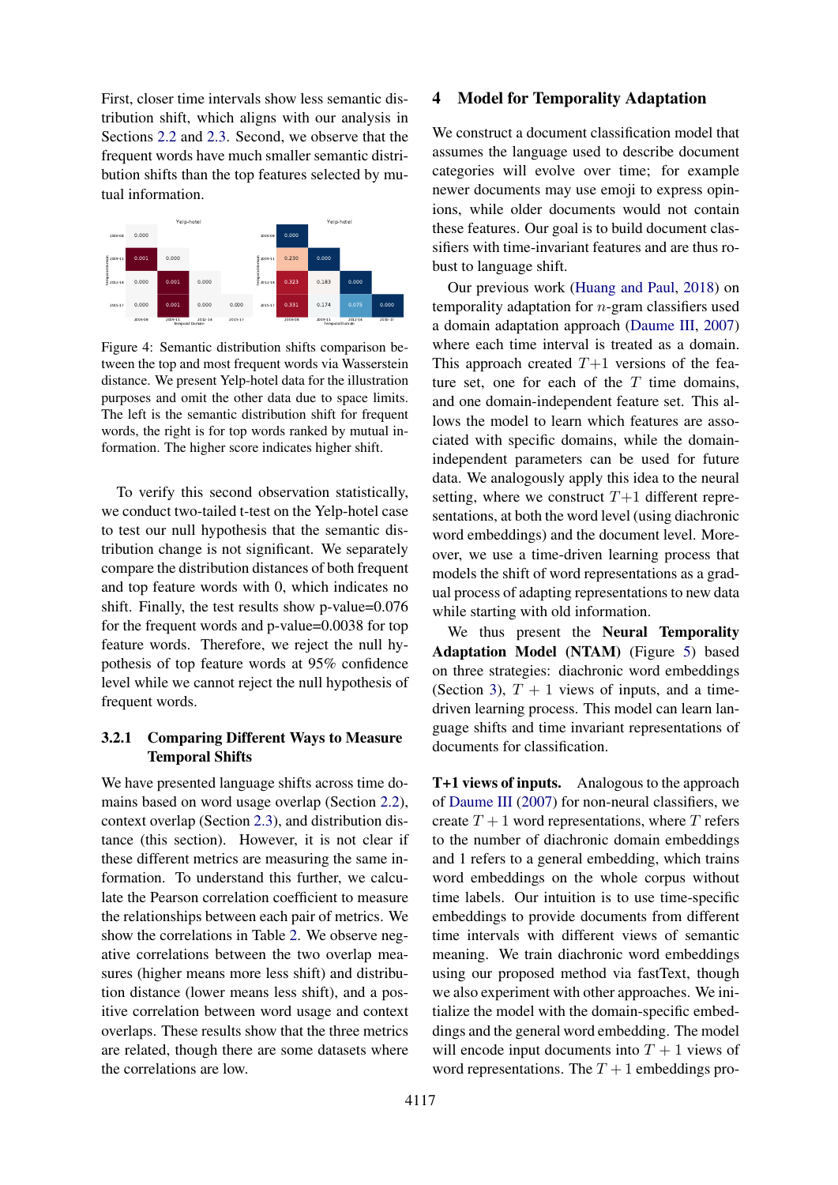First, closer time intervals show less semantic distribution shift, which aligns with our analysis in Sections 2.2 and 2.3. Second, we observe that the frequent words have much smaller semantic distribution shifts than the top features selected by mutual information.

Figure 4: Semantic distribution shifts comparison between the top and most frequent words via Wasserstein distance. We present Yelp-hotel data for the illustration purposes and omit the other data due to space limits. The left is the semantic distribution shift for frequent words, the right is for top words ranked by mutual information. The higher score indicates higher shift.

To verify this second observation statistically, we conduct two-tailed t-test on the Yelp-hotel case to test our null hypothesis that the semantic distribution change is not significant. We separately compare the distribution distances of both frequent and top feature words with 0, which indicates no shift. Finally, the test results show p-value=0.076 for the frequent words and p-value=0.0038 for top feature words. Therefore, we reject the null hypothesis of top feature words at 95% confidence level while we cannot reject the null hypothesis of frequent words.

#### 3.2.1 Comparing Different Ways to Measure Temporal Shifts

We have presented language shifts across time domains based on word usage overlap (Section 2.2), context overlap (Section 2.3), and distribution distance (this section). However, it is not clear if these different metrics are measuring the same information. To understand this further, we calculate the Pearson correlation coefficient to measure the relationships between each pair of metrics. We show the correlations in Table 2. We observe negative correlations between the two overlap measures (higher means more less shift) and distribution distance (lower means less shift), and a positive correlation between word usage and context overlaps. These results show that the three metrics are related, though there are some datasets where the correlations are low.

## 4 Model for Temporality Adaptation

We construct a document classification model that assumes the language used to describe document categories will evolve over time; for example newer documents may use emoji to express opinions, while older documents would not contain these features. Our goal is to build document classifiers with time-invariant features and are thus robust to language shift.

Our previous work (Huang and Paul, 2018) on temporality adaptation for $n$-gram classifiers used a domain adaptation approach (Daume III, 2007) where each time interval is treated as a domain. This approach created $T$+1 versions of the feature set, one for each of the $T$ time domains, and one domain-independent feature set. This allows the model to learn which features are associated with specific domains, while the domain-independent parameters can be used for future data. We analogously apply this idea to the neural setting, where we construct $T$+1 different representations, at both the word level (using diachronic word embeddings) and the document level. Moreover, we use a time-driven learning process that models the shift of word representations as a gradual process of adapting representations to new data while starting with old information.

We thus present the **Neural Temporality Adaptation Model (NTAM)** (Figure 5) based on three strategies: diachronic word embeddings (Section 3), $T + 1$ views of inputs, and a time-driven learning process. This model can learn language shifts and time invariant representations of documents for classification.

**T+1 views of inputs.** Analogous to the approach of Daume III (2007) for non-neural classifiers, we create $T + 1$ word representations, where $T$ refers to the number of diachronic domain embeddings and 1 refers to a general embedding, which trains word embeddings on the whole corpus without time labels. Our intuition is to use time-specific embeddings to provide documents from different time intervals with different views of semantic meaning. We train diachronic word embeddings using our proposed method via fastText, though we also experiment with other approaches. We initialize the model with the domain-specific embeddings and the general word embedding. The model will encode input documents into $T + 1$ views of word representations. The $T + 1$ embeddings pro-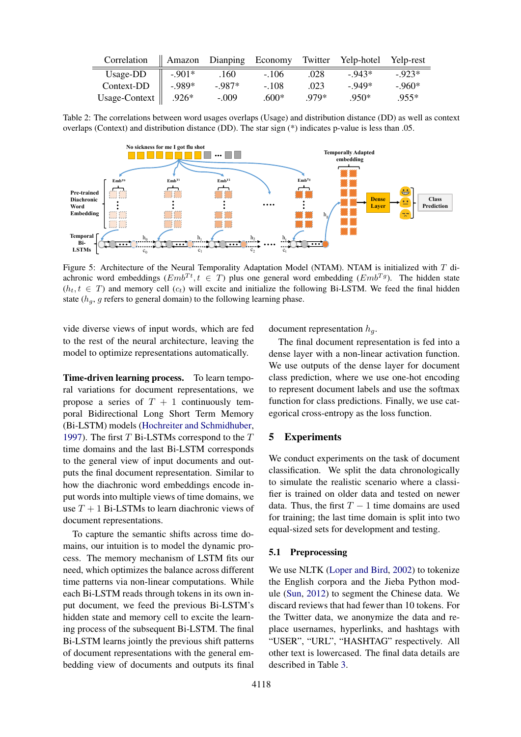| Correlation | Amazon | Dianping | Economy | Twitter | Yelp-hotel | Yelp-rest |
|---|---|---|---|---|---|---|
| Usage-DD | -.901* | .160 | -.106 | .028 | -.943* | -.923* |
| Context-DD | -.989* | -.987* | -.108 | .023 | -.949* | -.960* |
| Usage-Context | .926* | -.009 | .600* | .979* | .950* | .955* |

Table 2: The correlations between word usages overlaps (Usage) and distribution distance (DD) as well as context overlaps (Context) and distribution distance (DD). The star sign (*) indicates p-value is less than .05.

Figure 5: Architecture of the Neural Temporality Adaptation Model (NTAM). NTAM is initialized with $T$ diachronic word embeddings ($Emb^{Tt}, t \in T$) plus one general word embedding ($Emb^{Tg}$). The hidden state ($h_t, t \in T$) and memory cell ($c_t$) will excite and initialize the following Bi-LSTM. We feed the final hidden state ($h_g$, $g$ refers to general domain) to the following learning phase.

vide diverse views of input words, which are fed to the rest of the neural architecture, leaving the model to optimize representations automatically.

**Time-driven learning process.** To learn temporal variations for document representations, we propose a series of $T + 1$ continuously temporal Bidirectional Long Short Term Memory (Bi-LSTM) models (Hochreiter and Schmidhuber, 1997). The first $T$ Bi-LSTMs correspond to the $T$ time domains and the last Bi-LSTM corresponds to the general view of input documents and outputs the final document representation. Similar to how the diachronic word embeddings encode input words into multiple views of time domains, we use $T + 1$ Bi-LSTMs to learn diachronic views of document representations.

To capture the semantic shifts across time domains, our intuition is to model the dynamic process. The memory mechanism of LSTM fits our need, which optimizes the balance across different time patterns via non-linear computations. While each Bi-LSTM reads through tokens in its own input document, we feed the previous Bi-LSTM's hidden state and memory cell to excite the learning process of the subsequent Bi-LSTM. The final Bi-LSTM learns jointly the previous shift patterns of document representations with the general embedding view of documents and outputs its final document representation $h_g$.

The final document representation is fed into a dense layer with a non-linear activation function. We use outputs of the dense layer for document class prediction, where we use one-hot encoding to represent document labels and use the softmax function for class predictions. Finally, we use categorical cross-entropy as the loss function.

## 5 Experiments

We conduct experiments on the task of document classification. We split the data chronologically to simulate the realistic scenario where a classifier is trained on older data and tested on newer data. Thus, the first $T - 1$ time domains are used for training; the last time domain is split into two equal-sized sets for development and testing.

### 5.1 Preprocessing

We use NLTK (Loper and Bird, 2002) to tokenize the English corpora and the Jieba Python module (Sun, 2012) to segment the Chinese data. We discard reviews that had fewer than 10 tokens. For the Twitter data, we anonymize the data and replace usernames, hyperlinks, and hashtags with "USER", "URL", "HASHTAG" respectively. All other text is lowercased. The final data details are described in Table 3.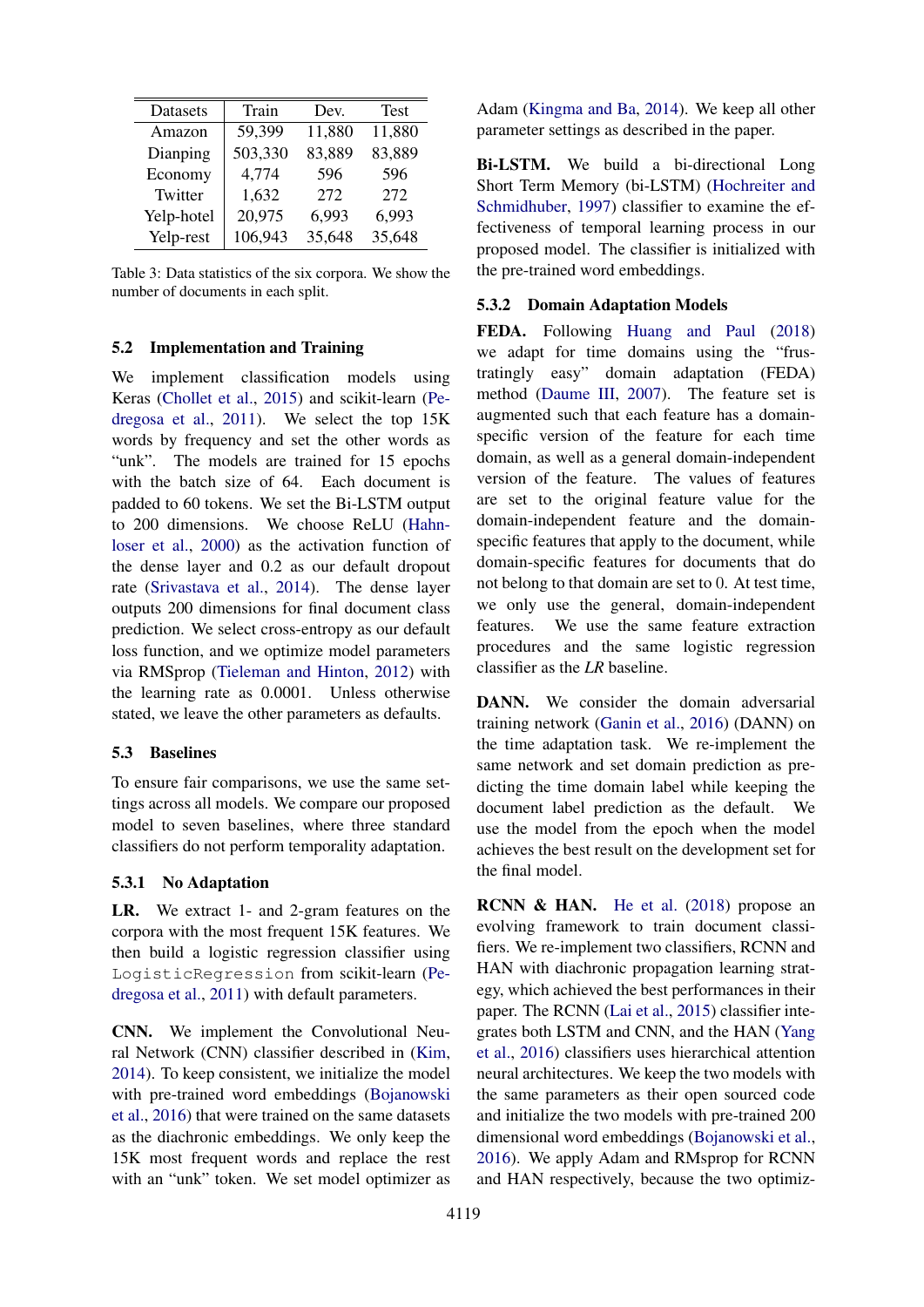| Datasets | Train | Dev. | Test |
|---|---|---|---|
| Amazon | 59,399 | 11,880 | 11,880 |
| Dianping | 503,330 | 83,889 | 83,889 |
| Economy | 4,774 | 596 | 596 |
| Twitter | 1,632 | 272 | 272 |
| Yelp-hotel | 20,975 | 6,993 | 6,993 |
| Yelp-rest | 106,943 | 35,648 | 35,648 |

Table 3: Data statistics of the six corpora. We show the number of documents in each split.

## 5.2 Implementation and Training

We implement classification models using Keras (Chollet et al., 2015) and scikit-learn (Pedregosa et al., 2011). We select the top 15K words by frequency and set the other words as "unk". The models are trained for 15 epochs with the batch size of 64. Each document is padded to 60 tokens. We set the Bi-LSTM output to 200 dimensions. We choose ReLU (Hahnloser et al., 2000) as the activation function of the dense layer and 0.2 as our default dropout rate (Srivastava et al., 2014). The dense layer outputs 200 dimensions for final document class prediction. We select cross-entropy as our default loss function, and we optimize model parameters via RMSprop (Tieleman and Hinton, 2012) with the learning rate as 0.0001. Unless otherwise stated, we leave the other parameters as defaults.

## 5.3 Baselines

To ensure fair comparisons, we use the same settings across all models. We compare our proposed model to seven baselines, where three standard classifiers do not perform temporality adaptation.

### 5.3.1 No Adaptation

**LR.** We extract 1- and 2-gram features on the corpora with the most frequent 15K features. We then build a logistic regression classifier using `LogisticRegression` from scikit-learn (Pedregosa et al., 2011) with default parameters.

**CNN.** We implement the Convolutional Neural Network (CNN) classifier described in (Kim, 2014). To keep consistent, we initialize the model with pre-trained word embeddings (Bojanowski et al., 2016) that were trained on the same datasets as the diachronic embeddings. We only keep the 15K most frequent words and replace the rest with an "unk" token. We set model optimizer as Adam (Kingma and Ba, 2014). We keep all other parameter settings as described in the paper.

**Bi-LSTM.** We build a bi-directional Long Short Term Memory (bi-LSTM) (Hochreiter and Schmidhuber, 1997) classifier to examine the effectiveness of temporal learning process in our proposed model. The classifier is initialized with the pre-trained word embeddings.

### 5.3.2 Domain Adaptation Models

**FEDA.** Following Huang and Paul (2018) we adapt for time domains using the "frustratingly easy" domain adaptation (FEDA) method (Daume III, 2007). The feature set is augmented such that each feature has a domain-specific version of the feature for each time domain, as well as a general domain-independent version of the feature. The values of features are set to the original feature value for the domain-independent feature and the domain-specific features that apply to the document, while domain-specific features for documents that do not belong to that domain are set to 0. At test time, we only use the general, domain-independent features. We use the same feature extraction procedures and the same logistic regression classifier as the *LR* baseline.

**DANN.** We consider the domain adversarial training network (Ganin et al., 2016) (DANN) on the time adaptation task. We re-implement the same network and set domain prediction as predicting the time domain label while keeping the document label prediction as the default. We use the model from the epoch when the model achieves the best result on the development set for the final model.

**RCNN & HAN.** He et al. (2018) propose an evolving framework to train document classifiers. We re-implement two classifiers, RCNN and HAN with diachronic propagation learning strategy, which achieved the best performances in their paper. The RCNN (Lai et al., 2015) classifier integrates both LSTM and CNN, and the HAN (Yang et al., 2016) classifiers uses hierarchical attention neural architectures. We keep the two models with the same parameters as their open sourced code and initialize the two models with pre-trained 200 dimensional word embeddings (Bojanowski et al., 2016). We apply Adam and RMSprop for RCNN and HAN respectively, because the two optimiz-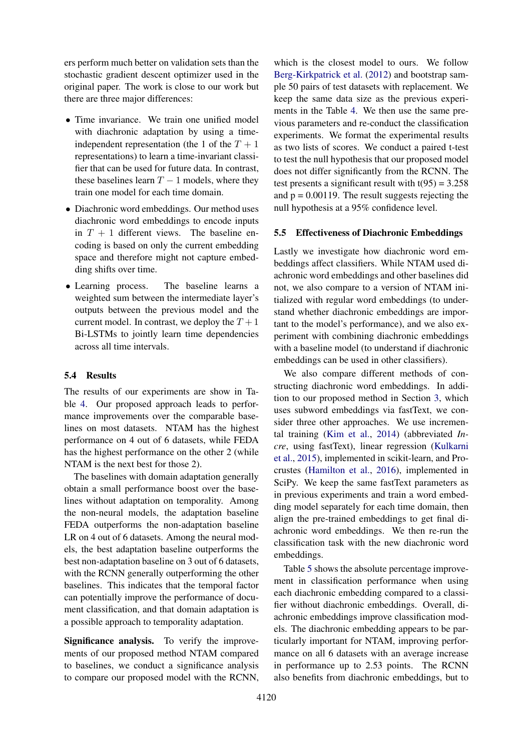ers perform much better on validation sets than the stochastic gradient descent optimizer used in the original paper. The work is close to our work but there are three major differences:

- Time invariance. We train one unified model with diachronic adaptation by using a time-independent representation (the 1 of the $T+1$ representations) to learn a time-invariant classifier that can be used for future data. In contrast, these baselines learn $T-1$ models, where they train one model for each time domain.
- Diachronic word embeddings. Our method uses diachronic word embeddings to encode inputs in $T+1$ different views. The baseline encoding is based on only the current embedding space and therefore might not capture embedding shifts over time.
- Learning process. The baseline learns a weighted sum between the intermediate layer's outputs between the previous model and the current model. In contrast, we deploy the $T+1$ Bi-LSTMs to jointly learn time dependencies across all time intervals.

### 5.4 Results

The results of our experiments are show in Table 4. Our proposed approach leads to performance improvements over the comparable baselines on most datasets. NTAM has the highest performance on 4 out of 6 datasets, while FEDA has the highest performance on the other 2 (while NTAM is the next best for those 2).

The baselines with domain adaptation generally obtain a small performance boost over the baselines without adaptation on temporality. Among the non-neural models, the adaptation baseline FEDA outperforms the non-adaptation baseline LR on 4 out of 6 datasets. Among the neural models, the best adaptation baseline outperforms the best non-adaptation baseline on 3 out of 6 datasets, with the RCNN generally outperforming the other baselines. This indicates that the temporal factor can potentially improve the performance of document classification, and that domain adaptation is a possible approach to temporality adaptation.

**Significance analysis.** To verify the improvements of our proposed method NTAM compared to baselines, we conduct a significance analysis to compare our proposed model with the RCNN, which is the closest model to ours. We follow Berg-Kirkpatrick et al. (2012) and bootstrap sample 50 pairs of test datasets with replacement. We keep the same data size as the previous experiments in the Table 4. We then use the same previous parameters and re-conduct the classification experiments. We format the experimental results as two lists of scores. We conduct a paired t-test to test the null hypothesis that our proposed model does not differ significantly from the RCNN. The test presents a significant result with t(95) = 3.258 and p = 0.00119. The result suggests rejecting the null hypothesis at a 95% confidence level.

### 5.5 Effectiveness of Diachronic Embeddings

Lastly we investigate how diachronic word embeddings affect classifiers. While NTAM used diachronic word embeddings and other baselines did not, we also compare to a version of NTAM initialized with regular word embeddings (to understand whether diachronic embeddings are important to the model's performance), and we also experiment with combining diachronic embeddings with a baseline model (to understand if diachronic embeddings can be used in other classifiers).

We also compare different methods of constructing diachronic word embeddings. In addition to our proposed method in Section 3, which uses subword embeddings via fastText, we consider three other approaches. We use incremental training (Kim et al., 2014) (abbreviated *Incre*, using fastText), linear regression (Kulkarni et al., 2015), implemented in scikit-learn, and Procrustes (Hamilton et al., 2016), implemented in SciPy. We keep the same fastText parameters as in previous experiments and train a word embedding model separately for each time domain, then align the pre-trained embeddings to get final diachronic word embeddings. We then re-run the classification task with the new diachronic word embeddings.

Table 5 shows the absolute percentage improvement in classification performance when using each diachronic embedding compared to a classifier without diachronic embeddings. Overall, diachronic embeddings improve classification models. The diachronic embedding appears to be particularly important for NTAM, improving performance on all 6 datasets with an average increase in performance up to 2.53 points. The RCNN also benefits from diachronic embeddings, but to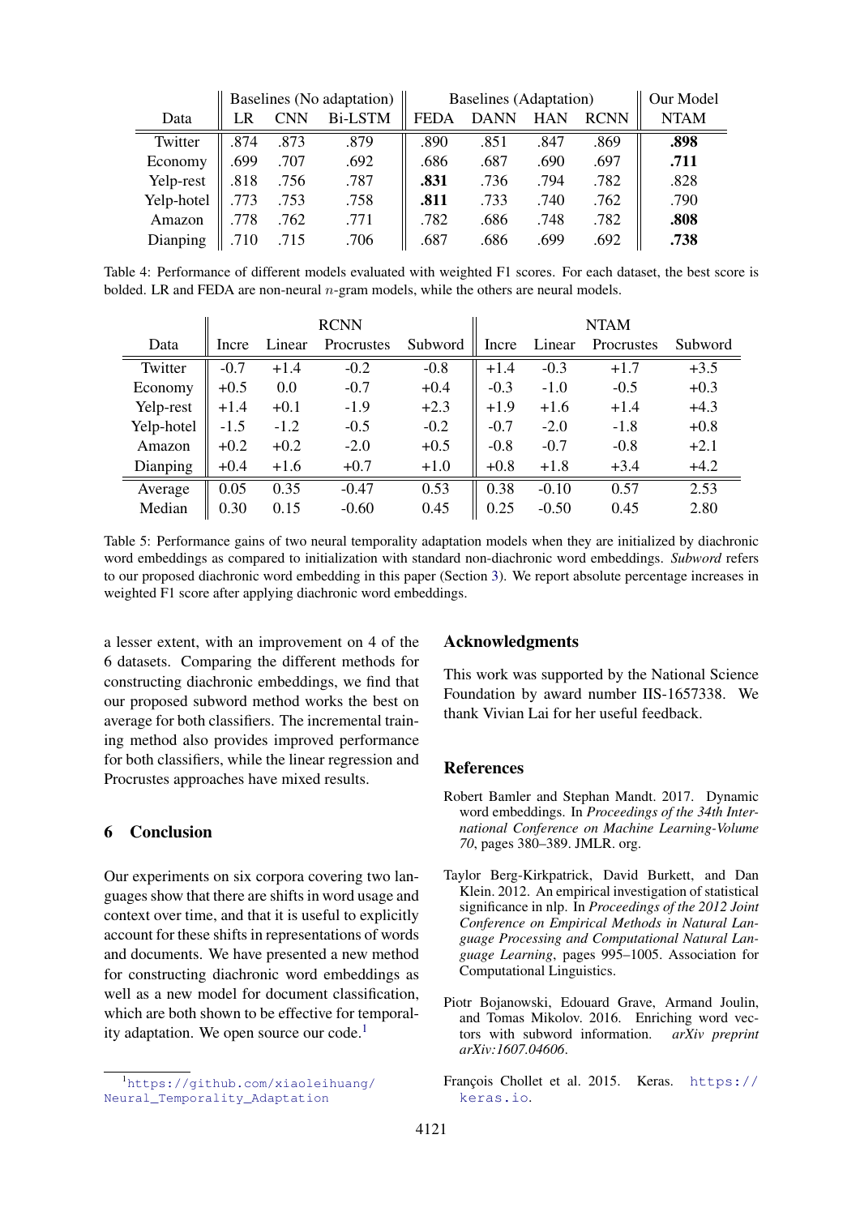| | Baselines (No adaptation) | | | Baselines (Adaptation) | | | | Our Model |
|---|---|---|---|---|---|---|---|---|
| Data | LR | CNN | Bi-LSTM | FEDA | DANN | HAN | RCNN | NTAM |
| Twitter | .874 | .873 | .879 | .890 | .851 | .847 | .869 | **.898** |
| Economy | .699 | .707 | .692 | .686 | .687 | .690 | .697 | **.711** |
| Yelp-rest | .818 | .756 | .787 | **.831** | .736 | .794 | .782 | .828 |
| Yelp-hotel | .773 | .753 | .758 | **.811** | .733 | .740 | .762 | .790 |
| Amazon | .778 | .762 | .771 | .782 | .686 | .748 | .782 | **.808** |
| Dianping | .710 | .715 | .706 | .687 | .686 | .699 | .692 | **.738** |

Table 4: Performance of different models evaluated with weighted F1 scores. For each dataset, the best score is bolded. LR and FEDA are non-neural $n$-gram models, while the others are neural models.

| | RCNN | | | | NTAM | | | |
|---|---|---|---|---|---|---|---|---|
| Data | Incre | Linear | Procrustes | Subword | Incre | Linear | Procrustes | Subword |
| Twitter | -0.7 | +1.4 | -0.2 | -0.8 | +1.4 | -0.3 | +1.7 | +3.5 |
| Economy | +0.5 | 0.0 | -0.7 | +0.4 | -0.3 | -1.0 | -0.5 | +0.3 |
| Yelp-rest | +1.4 | +0.1 | -1.9 | +2.3 | +1.9 | +1.6 | +1.4 | +4.3 |
| Yelp-hotel | -1.5 | -1.2 | -0.5 | -0.2 | -0.7 | -2.0 | -1.8 | +0.8 |
| Amazon | +0.2 | +0.2 | -2.0 | +0.5 | -0.8 | -0.7 | -0.8 | +2.1 |
| Dianping | +0.4 | +1.6 | +0.7 | +1.0 | +0.8 | +1.8 | +3.4 | +4.2 |
| Average | 0.05 | 0.35 | -0.47 | 0.53 | 0.38 | -0.10 | 0.57 | 2.53 |
| Median | 0.30 | 0.15 | -0.60 | 0.45 | 0.25 | -0.50 | 0.45 | 2.80 |

Table 5: Performance gains of two neural temporality adaptation models when they are initialized by diachronic word embeddings as compared to initialization with standard non-diachronic word embeddings. *Subword* refers to our proposed diachronic word embedding in this paper (Section 3). We report absolute percentage increases in weighted F1 score after applying diachronic word embeddings.

a lesser extent, with an improvement on 4 of the 6 datasets. Comparing the different methods for constructing diachronic embeddings, we find that our proposed subword method works the best on average for both classifiers. The incremental training method also provides improved performance for both classifiers, while the linear regression and Procrustes approaches have mixed results.

## 6 Conclusion

Our experiments on six corpora covering two languages show that there are shifts in word usage and context over time, and that it is useful to explicitly account for these shifts in representations of words and documents. We have presented a new method for constructing diachronic word embeddings as well as a new model for document classification, which are both shown to be effective for temporality adaptation. We open source our code.[1]

[1] https://github.com/xiaoleihuang/Neural_Temporality_Adaptation

## Acknowledgments

This work was supported by the National Science Foundation by award number IIS-1657338. We thank Vivian Lai for her useful feedback.

## References

Robert Bamler and Stephan Mandt. 2017. Dynamic word embeddings. In *Proceedings of the 34th International Conference on Machine Learning-Volume 70*, pages 380–389. JMLR. org.

Taylor Berg-Kirkpatrick, David Burkett, and Dan Klein. 2012. An empirical investigation of statistical significance in nlp. In *Proceedings of the 2012 Joint Conference on Empirical Methods in Natural Language Processing and Computational Natural Language Learning*, pages 995–1005. Association for Computational Linguistics.

Piotr Bojanowski, Edouard Grave, Armand Joulin, and Tomas Mikolov. 2016. Enriching word vectors with subword information. *arXiv preprint arXiv:1607.04606*.

François Chollet et al. 2015. Keras. https://keras.io.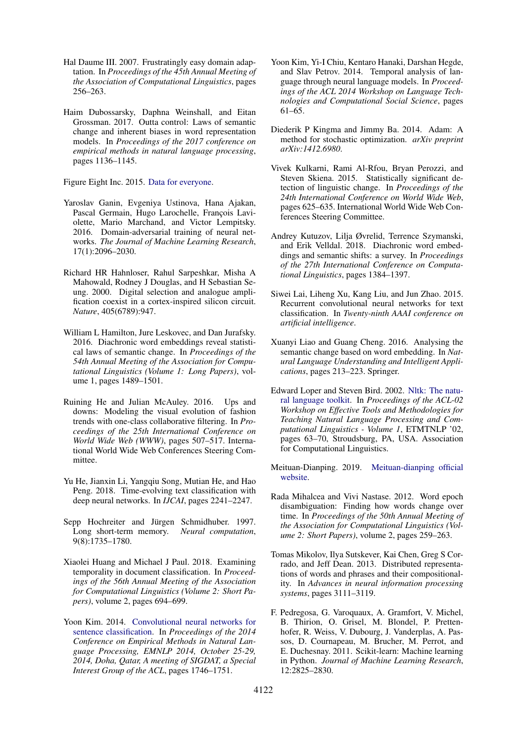Hal Daume III. 2007. Frustratingly easy domain adaptation. In *Proceedings of the 45th Annual Meeting of the Association of Computational Linguistics*, pages 256–263.

Haim Dubossarsky, Daphna Weinshall, and Eitan Grossman. 2017. Outta control: Laws of semantic change and inherent biases in word representation models. In *Proceedings of the 2017 conference on empirical methods in natural language processing*, pages 1136–1145.

Figure Eight Inc. 2015. Data for everyone.

Yaroslav Ganin, Evgeniya Ustinova, Hana Ajakan, Pascal Germain, Hugo Larochelle, François Laviolette, Mario Marchand, and Victor Lempitsky. 2016. Domain-adversarial training of neural networks. *The Journal of Machine Learning Research*, 17(1):2096–2030.

Richard HR Hahnloser, Rahul Sarpeshkar, Misha A Mahowald, Rodney J Douglas, and H Sebastian Seung. 2000. Digital selection and analogue amplification coexist in a cortex-inspired silicon circuit. *Nature*, 405(6789):947.

William L Hamilton, Jure Leskovec, and Dan Jurafsky. 2016. Diachronic word embeddings reveal statistical laws of semantic change. In *Proceedings of the 54th Annual Meeting of the Association for Computational Linguistics (Volume 1: Long Papers)*, volume 1, pages 1489–1501.

Ruining He and Julian McAuley. 2016. Ups and downs: Modeling the visual evolution of fashion trends with one-class collaborative filtering. In *Proceedings of the 25th International Conference on World Wide Web (WWW)*, pages 507–517. International World Wide Web Conferences Steering Committee.

Yu He, Jianxin Li, Yangqiu Song, Mutian He, and Hao Peng. 2018. Time-evolving text classification with deep neural networks. In *IJCAI*, pages 2241–2247.

Sepp Hochreiter and Jürgen Schmidhuber. 1997. Long short-term memory. *Neural computation*, 9(8):1735–1780.

Xiaolei Huang and Michael J Paul. 2018. Examining temporality in document classification. In *Proceedings of the 56th Annual Meeting of the Association for Computational Linguistics (Volume 2: Short Papers)*, volume 2, pages 694–699.

Yoon Kim. 2014. Convolutional neural networks for sentence classification. In *Proceedings of the 2014 Conference on Empirical Methods in Natural Language Processing, EMNLP 2014, October 25-29, 2014, Doha, Qatar, A meeting of SIGDAT, a Special Interest Group of the ACL*, pages 1746–1751.

Yoon Kim, Yi-I Chiu, Kentaro Hanaki, Darshan Hegde, and Slav Petrov. 2014. Temporal analysis of language through neural language models. In *Proceedings of the ACL 2014 Workshop on Language Technologies and Computational Social Science*, pages 61–65.

Diederik P Kingma and Jimmy Ba. 2014. Adam: A method for stochastic optimization. *arXiv preprint arXiv:1412.6980*.

Vivek Kulkarni, Rami Al-Rfou, Bryan Perozzi, and Steven Skiena. 2015. Statistically significant detection of linguistic change. In *Proceedings of the 24th International Conference on World Wide Web*, pages 625–635. International World Wide Web Conferences Steering Committee.

Andrey Kutuzov, Lilja Øvrelid, Terrence Szymanski, and Erik Velldal. 2018. Diachronic word embeddings and semantic shifts: a survey. In *Proceedings of the 27th International Conference on Computational Linguistics*, pages 1384–1397.

Siwei Lai, Liheng Xu, Kang Liu, and Jun Zhao. 2015. Recurrent convolutional neural networks for text classification. In *Twenty-ninth AAAI conference on artificial intelligence*.

Xuanyi Liao and Guang Cheng. 2016. Analysing the semantic change based on word embedding. In *Natural Language Understanding and Intelligent Applications*, pages 213–223. Springer.

Edward Loper and Steven Bird. 2002. Nltk: The natural language toolkit. In *Proceedings of the ACL-02 Workshop on Effective Tools and Methodologies for Teaching Natural Language Processing and Computational Linguistics - Volume 1*, ETMTNLP '02, pages 63–70, Stroudsburg, PA, USA. Association for Computational Linguistics.

Meituan-Dianping. 2019. Meituan-dianping official website.

Rada Mihalcea and Vivi Nastase. 2012. Word epoch disambiguation: Finding how words change over time. In *Proceedings of the 50th Annual Meeting of the Association for Computational Linguistics (Volume 2: Short Papers)*, volume 2, pages 259–263.

Tomas Mikolov, Ilya Sutskever, Kai Chen, Greg S Corrado, and Jeff Dean. 2013. Distributed representations of words and phrases and their compositionality. In *Advances in neural information processing systems*, pages 3111–3119.

F. Pedregosa, G. Varoquaux, A. Gramfort, V. Michel, B. Thirion, O. Grisel, M. Blondel, P. Prettenhofer, R. Weiss, V. Dubourg, J. Vanderplas, A. Passos, D. Cournapeau, M. Brucher, M. Perrot, and E. Duchesnay. 2011. Scikit-learn: Machine learning in Python. *Journal of Machine Learning Research*, 12:2825–2830.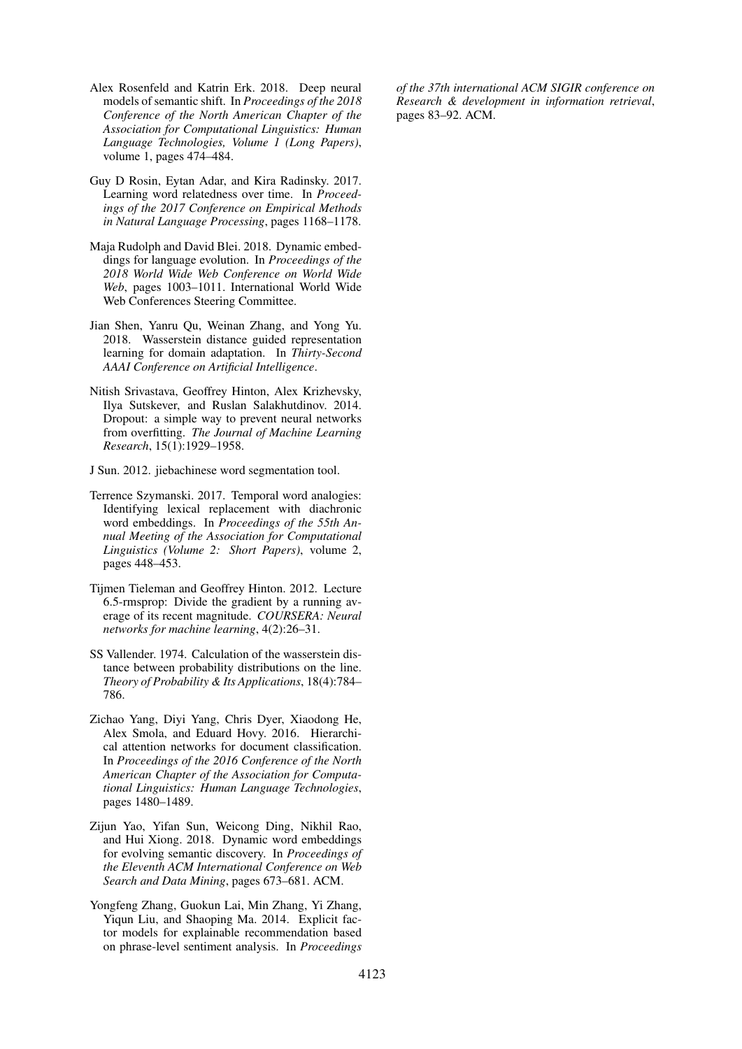Alex Rosenfeld and Katrin Erk. 2018. Deep neural models of semantic shift. In *Proceedings of the 2018 Conference of the North American Chapter of the Association for Computational Linguistics: Human Language Technologies, Volume 1 (Long Papers)*, volume 1, pages 474–484.

Guy D Rosin, Eytan Adar, and Kira Radinsky. 2017. Learning word relatedness over time. In *Proceedings of the 2017 Conference on Empirical Methods in Natural Language Processing*, pages 1168–1178.

Maja Rudolph and David Blei. 2018. Dynamic embeddings for language evolution. In *Proceedings of the 2018 World Wide Web Conference on World Wide Web*, pages 1003–1011. International World Wide Web Conferences Steering Committee.

Jian Shen, Yanru Qu, Weinan Zhang, and Yong Yu. 2018. Wasserstein distance guided representation learning for domain adaptation. In *Thirty-Second AAAI Conference on Artificial Intelligence*.

Nitish Srivastava, Geoffrey Hinton, Alex Krizhevsky, Ilya Sutskever, and Ruslan Salakhutdinov. 2014. Dropout: a simple way to prevent neural networks from overfitting. *The Journal of Machine Learning Research*, 15(1):1929–1958.

J Sun. 2012. jiebachinese word segmentation tool.

Terrence Szymanski. 2017. Temporal word analogies: Identifying lexical replacement with diachronic word embeddings. In *Proceedings of the 55th Annual Meeting of the Association for Computational Linguistics (Volume 2: Short Papers)*, volume 2, pages 448–453.

Tijmen Tieleman and Geoffrey Hinton. 2012. Lecture 6.5-rmsprop: Divide the gradient by a running average of its recent magnitude. *COURSERA: Neural networks for machine learning*, 4(2):26–31.

SS Vallender. 1974. Calculation of the wasserstein distance between probability distributions on the line. *Theory of Probability & Its Applications*, 18(4):784–786.

Zichao Yang, Diyi Yang, Chris Dyer, Xiaodong He, Alex Smola, and Eduard Hovy. 2016. Hierarchical attention networks for document classification. In *Proceedings of the 2016 Conference of the North American Chapter of the Association for Computational Linguistics: Human Language Technologies*, pages 1480–1489.

Zijun Yao, Yifan Sun, Weicong Ding, Nikhil Rao, and Hui Xiong. 2018. Dynamic word embeddings for evolving semantic discovery. In *Proceedings of the Eleventh ACM International Conference on Web Search and Data Mining*, pages 673–681. ACM.

Yongfeng Zhang, Guokun Lai, Min Zhang, Yi Zhang, Yiqun Liu, and Shaoping Ma. 2014. Explicit factor models for explainable recommendation based on phrase-level sentiment analysis. In *Proceedings of the 37th international ACM SIGIR conference on Research & development in information retrieval*, pages 83–92. ACM.